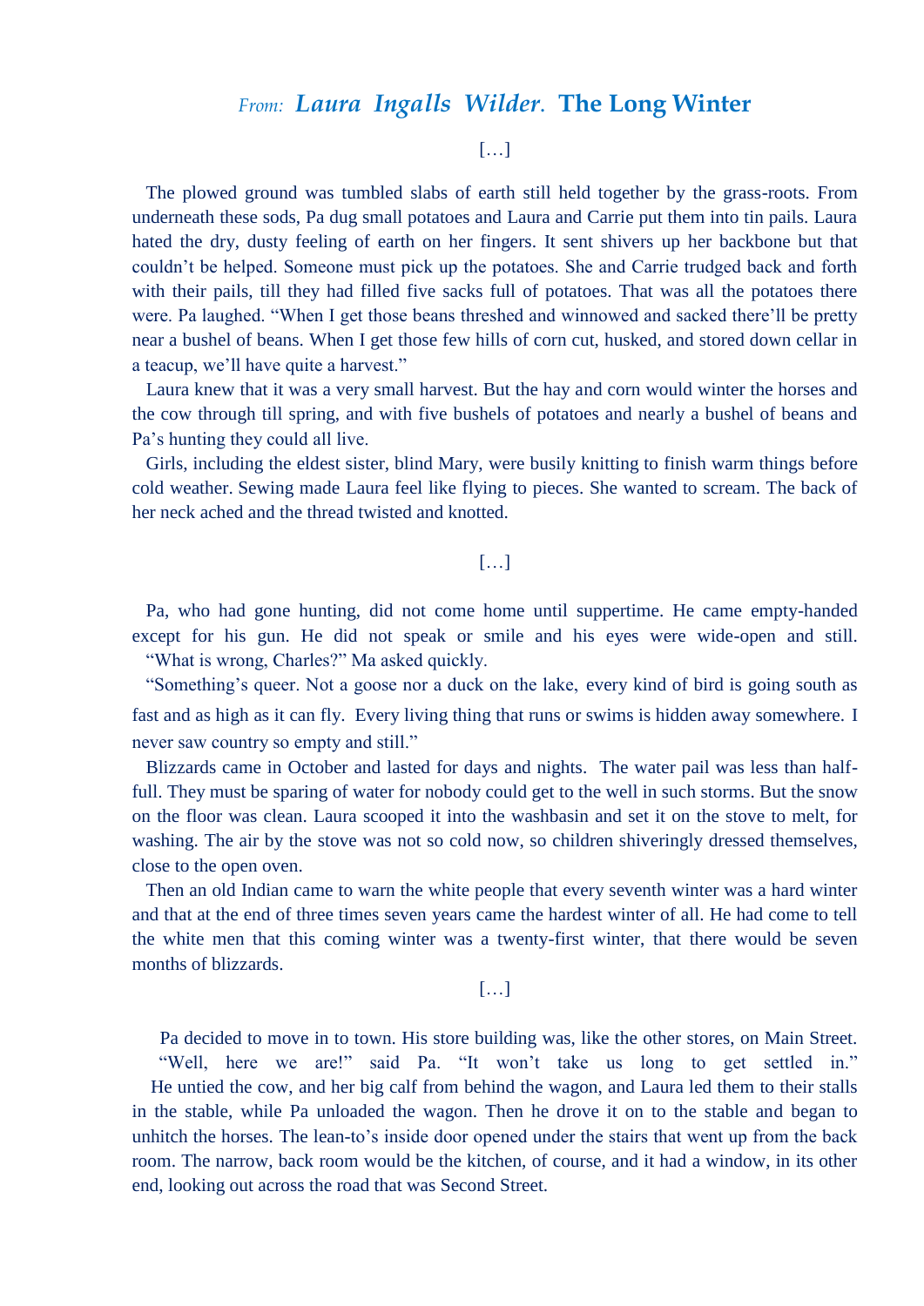# *From: Laura Ingalls Wilder.* **The Long Winter**

[…]

The plowed ground was tumbled slabs of earth still held together by the grass-roots. From underneath these sods, Pa dug small potatoes and Laura and Carrie put them into tin pails. Laura hated the dry, dusty feeling of earth on her fingers. It sent shivers up her backbone but that couldn't be helped. Someone must pick up the potatoes. She and Carrie trudged back and forth with their pails, till they had filled five sacks full of potatoes. That was all the potatoes there were. Pa laughed. "When I get those beans threshed and winnowed and sacked there'll be pretty near a bushel of beans. When I get those few hills of corn cut, husked, and stored down cellar in a teacup, we'll have quite a harvest."

Laura knew that it was a very small harvest. But the hay and corn would winter the horses and the cow through till spring, and with five bushels of potatoes and nearly a bushel of beans and Pa's hunting they could all live.

Girls, including the eldest sister, blind Mary, were busily knitting to finish warm things before cold weather. Sewing made Laura feel like flying to pieces. She wanted to scream. The back of her neck ached and the thread twisted and knotted.

[…]

Pa, who had gone hunting, did not come home until suppertime. He came empty-handed except for his gun. He did not speak or smile and his eyes were wide-open and still.

"What is wrong, Charles?" Ma asked quickly.

"Something's queer. Not a goose nor a duck on the lake, every kind of bird is going south as fast and as high as it can fly. Every living thing that runs or swims is hidden away somewhere. I never saw country so empty and still."

Blizzards came in October and lasted for days and nights. The water pail was less than half-full. They must be sparing of water for nobody could get to the well in such storms. But the snow on the floor was clean. Laura scooped it into the washbasin and set it on the stove to melt, for washing. The air by the stove was not so cold now, so children shiveringly dressed themselves, close to the open oven.

Then an old Indian came to warn the white people that every seventh winter was a hard winter and that at the end of three times seven years came the hardest winter of all. He had come to tell the white men that this coming winter was a twenty-first winter, that there would be seven months of blizzards.

[…]

Pa decided to move in to town. His store building was, like the other stores, on Main Street.

"Well, here we are!" said Pa. "It won't take us long to get settled in."

He untied the cow, and her big calf from behind the wagon, and Laura led them to their stalls in the stable, while Pa unloaded the wagon. Then he drove it on to the stable and began to unhitch the horses. The lean-to's inside door opened under the stairs that went up from the back room. The narrow, back room would be the kitchen, of course, and it had a window, in its other end, looking out across the road that was Second Street.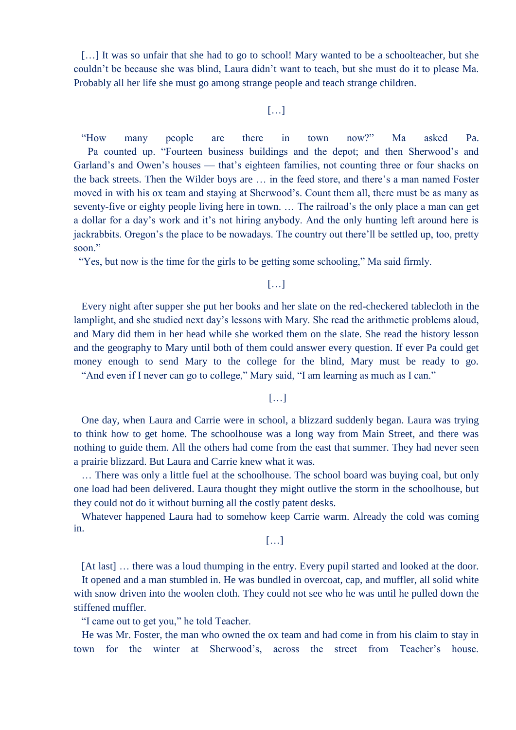[…] It was so unfair that she had to go to school! Mary wanted to be a schoolteacher, but she couldn't be because she was blind, Laura didn't want to teach, but she must do it to please Ma. Probably all her life she must go among strange people and teach strange children.

[…]

"How many people are there in town now?" Ma asked Pa.

Pa counted up. "Fourteen business buildings and the depot; and then Sherwood's and Garland's and Owen's houses — that's eighteen families, not counting three or four shacks on the back streets. Then the Wilder boys are … in the feed store, and there's a man named Foster moved in with his ox team and staying at Sherwood's. Count them all, there must be as many as seventy-five or eighty people living here in town. … The railroad's the only place a man can get a dollar for a day's work and it's not hiring anybody. And the only hunting left around here is jackrabbits. Oregon's the place to be nowadays. The country out there'll be settled up, too, pretty soon."

"Yes, but now is the time for the girls to be getting some schooling," Ma said firmly.

[…]

Every night after supper she put her books and her slate on the red-checkered tablecloth in the lamplight, and she studied next day's lessons with Mary. She read the arithmetic problems aloud, and Mary did them in her head while she worked them on the slate. She read the history lesson and the geography to Mary until both of them could answer every question. If ever Pa could get money enough to send Mary to the college for the blind, Mary must be ready to go.

"And even if I never can go to college," Mary said, "I am learning as much as I can."

[…]

One day, when Laura and Carrie were in school, a blizzard suddenly began. Laura was trying to think how to get home. The schoolhouse was a long way from Main Street, and there was nothing to guide them. All the others had come from the east that summer. They had never seen a prairie blizzard. But Laura and Carrie knew what it was.

… There was only a little fuel at the schoolhouse. The school board was buying coal, but only one load had been delivered. Laura thought they might outlive the storm in the schoolhouse, but they could not do it without burning all the costly patent desks.

Whatever happened Laura had to somehow keep Carrie warm. Already the cold was coming in.

[…]

[At last] … there was a loud thumping in the entry. Every pupil started and looked at the door.

It opened and a man stumbled in. He was bundled in overcoat, cap, and muffler, all solid white with snow driven into the woolen cloth. They could not see who he was until he pulled down the stiffened muffler.

"I came out to get you," he told Teacher.

He was Mr. Foster, the man who owned the ox team and had come in from his claim to stay in town for the winter at Sherwood's, across the street from Teacher's house.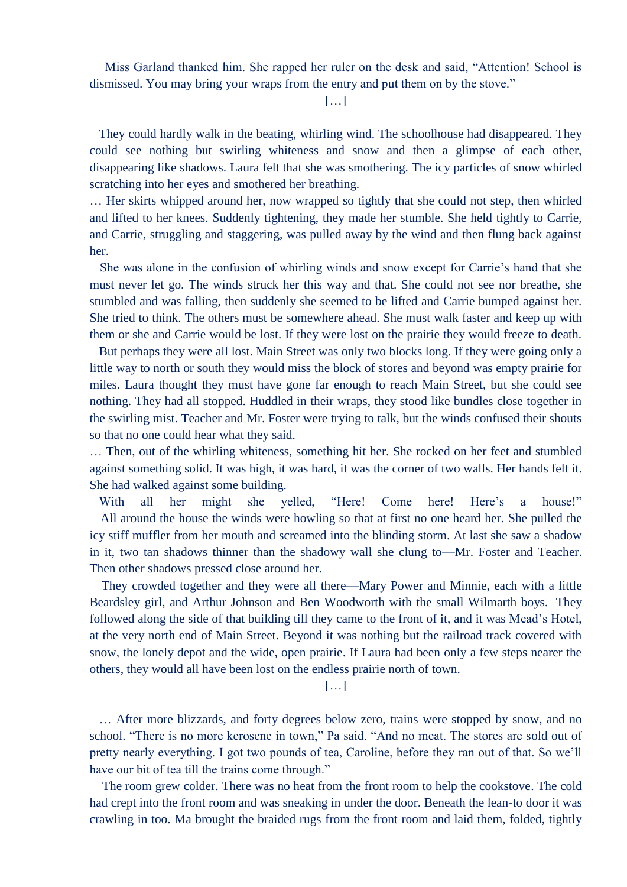Miss Garland thanked him. She rapped her ruler on the desk and said, “Attention! School is dismissed. You may bring your wraps from the entry and put them on by the stove.”

[…]

They could hardly walk in the beating, whirling wind. The schoolhouse had disappeared. They could see nothing but swirling whiteness and snow and then a glimpse of each other, disappearing like shadows. Laura felt that she was smothering. The icy particles of snow whirled scratching into her eyes and smothered her breathing.

… Her skirts whipped around her, now wrapped so tightly that she could not step, then whirled and lifted to her knees. Suddenly tightening, they made her stumble. She held tightly to Carrie, and Carrie, struggling and staggering, was pulled away by the wind and then flung back against her.

She was alone in the confusion of whirling winds and snow except for Carrie’s hand that she must never let go. The winds struck her this way and that. She could not see nor breathe, she stumbled and was falling, then suddenly she seemed to be lifted and Carrie bumped against her. She tried to think. The others must be somewhere ahead. She must walk faster and keep up with them or she and Carrie would be lost. If they were lost on the prairie they would freeze to death.

But perhaps they were all lost. Main Street was only two blocks long. If they were going only a little way to north or south they would miss the block of stores and beyond was empty prairie for miles. Laura thought they must have gone far enough to reach Main Street, but she could see nothing. They had all stopped. Huddled in their wraps, they stood like bundles close together in the swirling mist. Teacher and Mr. Foster were trying to talk, but the winds confused their shouts so that no one could hear what they said.

… Then, out of the whirling whiteness, something hit her. She rocked on her feet and stumbled against something solid. It was high, it was hard, it was the corner of two walls. Her hands felt it. She had walked against some building.

With all her might she yelled, “Here! Come here! Here’s a house!”

All around the house the winds were howling so that at first no one heard her. She pulled the icy stiff muffler from her mouth and screamed into the blinding storm. At last she saw a shadow in it, two tan shadows thinner than the shadowy wall she clung to—Mr. Foster and Teacher. Then other shadows pressed close around her.

They crowded together and they were all there—Mary Power and Minnie, each with a little Beardsley girl, and Arthur Johnson and Ben Woodworth with the small Wilmarth boys. They followed along the side of that building till they came to the front of it, and it was Mead’s Hotel, at the very north end of Main Street. Beyond it was nothing but the railroad track covered with snow, the lonely depot and the wide, open prairie. If Laura had been only a few steps nearer the others, they would all have been lost on the endless prairie north of town.

[…]

… After more blizzards, and forty degrees below zero, trains were stopped by snow, and no school. “There is no more kerosene in town,” Pa said. “And no meat. The stores are sold out of pretty nearly everything. I got two pounds of tea, Caroline, before they ran out of that. So we’ll have our bit of tea till the trains come through.”

The room grew colder. There was no heat from the front room to help the cookstove. The cold had crept into the front room and was sneaking in under the door. Beneath the lean-to door it was crawling in too. Ma brought the braided rugs from the front room and laid them, folded, tightly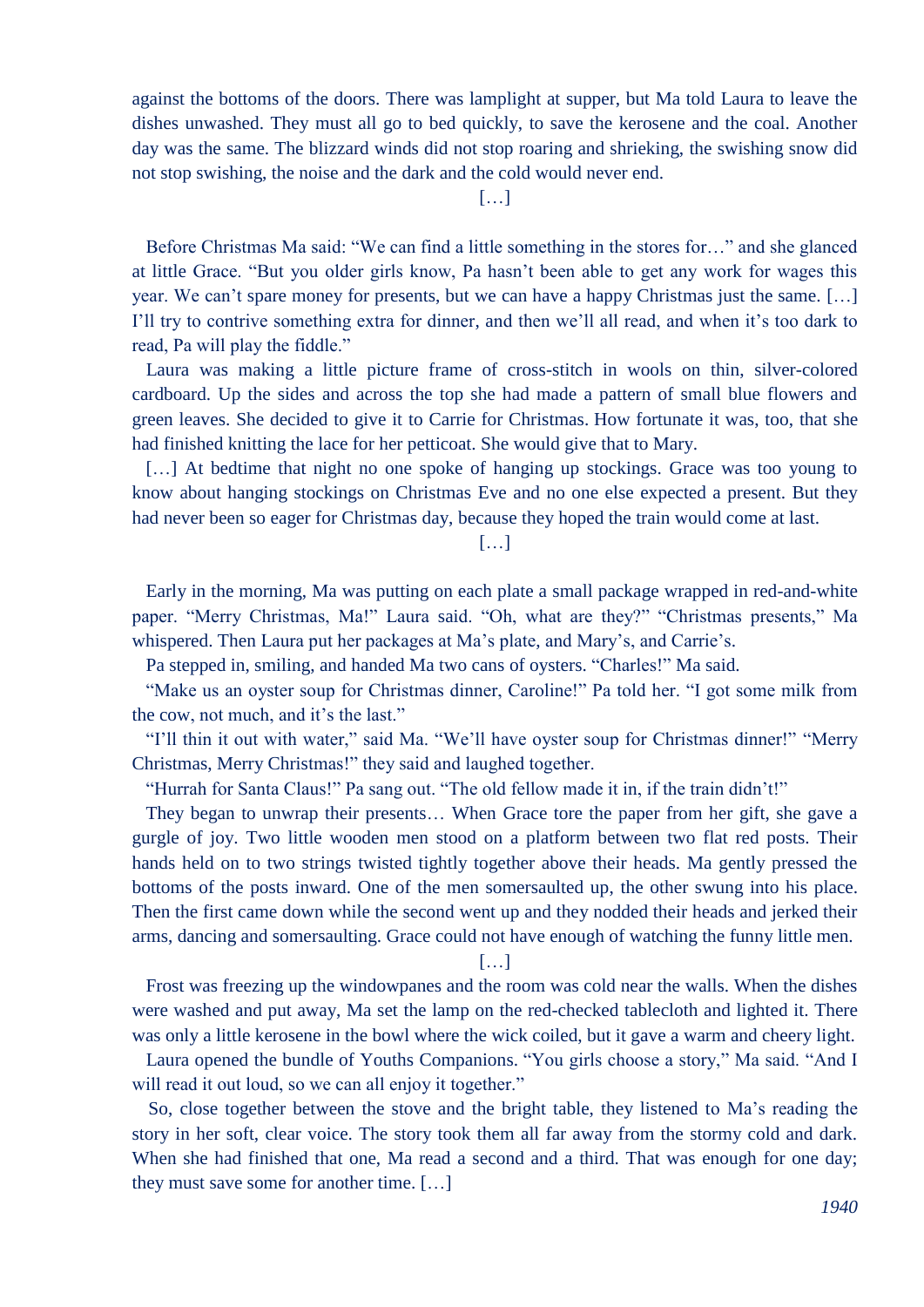against the bottoms of the doors. There was lamplight at supper, but Ma told Laura to leave the dishes unwashed. They must all go to bed quickly, to save the kerosene and the coal. Another day was the same. The blizzard winds did not stop roaring and shrieking, the swishing snow did not stop swishing, the noise and the dark and the cold would never end.

[…]

Before Christmas Ma said: "We can find a little something in the stores for…" and she glanced at little Grace. "But you older girls know, Pa hasn't been able to get any work for wages this year. We can't spare money for presents, but we can have a happy Christmas just the same. […] I'll try to contrive something extra for dinner, and then we'll all read, and when it's too dark to read, Pa will play the fiddle."

Laura was making a little picture frame of cross-stitch in wools on thin, silver-colored cardboard. Up the sides and across the top she had made a pattern of small blue flowers and green leaves. She decided to give it to Carrie for Christmas. How fortunate it was, too, that she had finished knitting the lace for her petticoat. She would give that to Mary.

[…] At bedtime that night no one spoke of hanging up stockings. Grace was too young to know about hanging stockings on Christmas Eve and no one else expected a present. But they had never been so eager for Christmas day, because they hoped the train would come at last.

[…]

Early in the morning, Ma was putting on each plate a small package wrapped in red-and-white paper. "Merry Christmas, Ma!" Laura said. "Oh, what are they?" "Christmas presents," Ma whispered. Then Laura put her packages at Ma's plate, and Mary's, and Carrie's.

Pa stepped in, smiling, and handed Ma two cans of oysters. "Charles!" Ma said.

"Make us an oyster soup for Christmas dinner, Caroline!" Pa told her. "I got some milk from the cow, not much, and it's the last."

"I'll thin it out with water," said Ma. "We'll have oyster soup for Christmas dinner!" "Merry Christmas, Merry Christmas!" they said and laughed together.

"Hurrah for Santa Claus!" Pa sang out. "The old fellow made it in, if the train didn't!"

They began to unwrap their presents… When Grace tore the paper from her gift, she gave a gurgle of joy. Two little wooden men stood on a platform between two flat red posts. Their hands held on to two strings twisted tightly together above their heads. Ma gently pressed the bottoms of the posts inward. One of the men somersaulted up, the other swung into his place. Then the first came down while the second went up and they nodded their heads and jerked their arms, dancing and somersaulting. Grace could not have enough of watching the funny little men.

[…]

Frost was freezing up the windowpanes and the room was cold near the walls. When the dishes were washed and put away, Ma set the lamp on the red-checked tablecloth and lighted it. There was only a little kerosene in the bowl where the wick coiled, but it gave a warm and cheery light.

Laura opened the bundle of Youths Companions. "You girls choose a story," Ma said. "And I will read it out loud, so we can all enjoy it together."

So, close together between the stove and the bright table, they listened to Ma's reading the story in her soft, clear voice. The story took them all far away from the stormy cold and dark. When she had finished that one, Ma read a second and a third. That was enough for one day; they must save some for another time. […]

*1940*